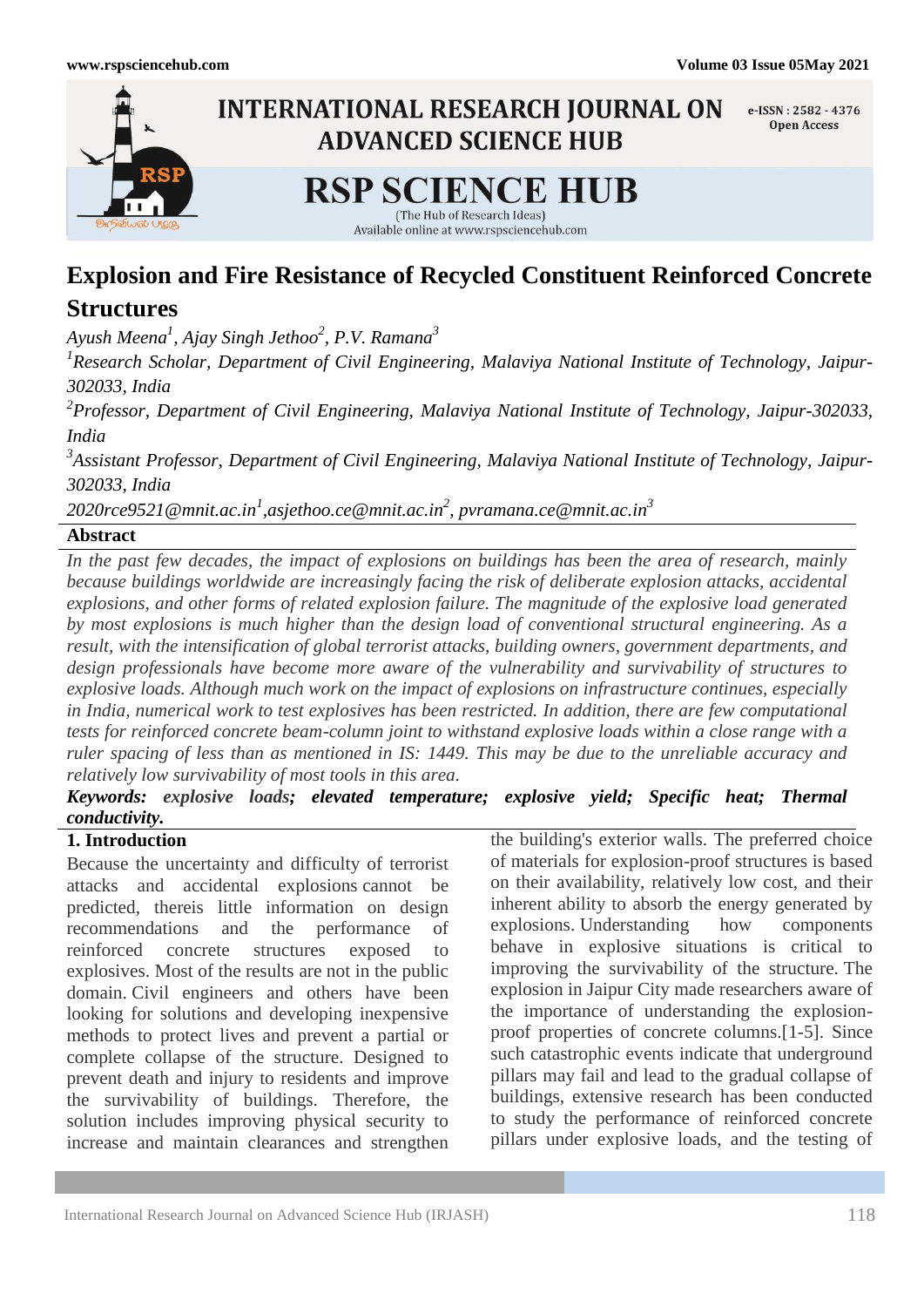# Explosion and Fire Resistance of Recycled Constituent Reinforced Concrete Structures

*Ayush Meena[1], Ajay Singh Jethoo[2], P.V. Ramana[3]*

*[1]Research Scholar, Department of Civil Engineering, Malaviya National Institute of Technology, Jaipur-302033, India*

*[2]Professor, Department of Civil Engineering, Malaviya National Institute of Technology, Jaipur-302033, India*

*[3]Assistant Professor, Department of Civil Engineering, Malaviya National Institute of Technology, Jaipur-302033, India*

*2020rce9521@mnit.ac.in[1],asjethoo.ce@mnit.ac.in[2], pvramana.ce@mnit.ac.in[3]*

## Abstract

*In the past few decades, the impact of explosions on buildings has been the area of research, mainly because buildings worldwide are increasingly facing the risk of deliberate explosion attacks, accidental explosions, and other forms of related explosion failure. The magnitude of the explosive load generated by most explosions is much higher than the design load of conventional structural engineering. As a result, with the intensification of global terrorist attacks, building owners, government departments, and design professionals have become more aware of the vulnerability and survivability of structures to explosive loads. Although much work on the impact of explosions on infrastructure continues, especially in India, numerical work to test explosives has been restricted. In addition, there are few computational tests for reinforced concrete beam-column joint to withstand explosive loads within a close range with a ruler spacing of less than as mentioned in IS: 1449. This may be due to the unreliable accuracy and relatively low survivability of most tools in this area.*

***Keywords:** explosive loads; elevated temperature; explosive yield; Specific heat; Thermal conductivity.*

## 1. Introduction

Because the uncertainty and difficulty of terrorist attacks and accidental explosions cannot be predicted, thereis little information on design recommendations and the performance of reinforced concrete structures exposed to explosives. Most of the results are not in the public domain. Civil engineers and others have been looking for solutions and developing inexpensive methods to protect lives and prevent a partial or complete collapse of the structure. Designed to prevent death and injury to residents and improve the survivability of buildings. Therefore, the solution includes improving physical security to increase and maintain clearances and strengthen the building's exterior walls. The preferred choice of materials for explosion-proof structures is based on their availability, relatively low cost, and their inherent ability to absorb the energy generated by explosions. Understanding how components behave in explosive situations is critical to improving the survivability of the structure. The explosion in Jaipur City made researchers aware of the importance of understanding the explosion-proof properties of concrete columns.[1-5]. Since such catastrophic events indicate that underground pillars may fail and lead to the gradual collapse of buildings, extensive research has been conducted to study the performance of reinforced concrete pillars under explosive loads, and the testing of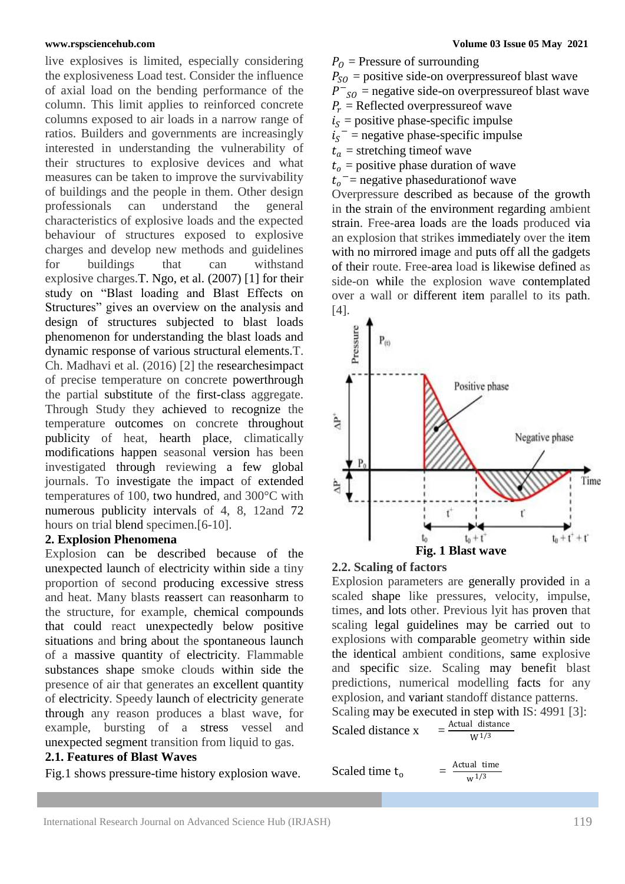live explosives is limited, especially considering the explosiveness Load test. Consider the influence of axial load on the bending performance of the column. This limit applies to reinforced concrete columns exposed to air loads in a narrow range of ratios. Builders and governments are increasingly interested in understanding the vulnerability of their structures to explosive devices and what measures can be taken to improve the survivability of buildings and the people in them. Other design professionals can understand the general characteristics of explosive loads and the expected behaviour of structures exposed to explosive charges and develop new methods and guidelines for buildings that can withstand explosive charges.T. Ngo, et al. (2007) [1] for their study on "Blast loading and Blast Effects on Structures" gives an overview on the analysis and design of structures subjected to blast loads phenomenon for understanding the blast loads and dynamic response of various structural elements.T. Ch. Madhavi et al. (2016) [2] the researchesimpact of precise temperature on concrete powerthrough the partial substitute of the first-class aggregate. Through Study they achieved to recognize the temperature outcomes on concrete throughout publicity of heat, hearth place, climatically modifications happen seasonal version has been investigated through reviewing a few global journals. To investigate the impact of extended temperatures of 100, two hundred, and 300°C with numerous publicity intervals of 4, 8, 12and 72 hours on trial blend specimen.[6-10].

## 2. Explosion Phenomena

Explosion can be described because of the unexpected launch of electricity within side a tiny proportion of second producing excessive stress and heat. Many blasts reassert can reasonharm to the structure, for example, chemical compounds that could react unexpectedly below positive situations and bring about the spontaneous launch of a massive quantity of electricity. Flammable substances shape smoke clouds within side the presence of air that generates an excellent quantity of electricity. Speedy launch of electricity generate through any reason produces a blast wave, for example, bursting of a stress vessel and unexpected segment transition from liquid to gas.

### 2.1. Features of Blast Waves

Fig.1 shows pressure-time history explosion wave.

$P_O$ = Pressure of surrounding
$P_{SO}$ = positive side-on overpressureof blast wave
$P^-_{SO}$ = negative side-on overpressureof blast wave
$P_r$ = Reflected overpressureof wave
$i_S$ = positive phase-specific impulse
$i_S^-$ = negative phase-specific impulse
$t_a$ = stretching timeof wave
$t_o$ = positive phase duration of wave
$t_o^-$= negative phasedurationof wave

Overpressure described as because of the growth in the strain of the environment regarding ambient strain. Free-area loads are the loads produced via an explosion that strikes immediately over the item with no mirrored image and puts off all the gadgets of their route. Free-area load is likewise defined as side-on while the explosion wave contemplated over a wall or different item parallel to its path. [4].

**Fig. 1 Blast wave**

### 2.2. Scaling of factors

Explosion parameters are generally provided in a scaled shape like pressures, velocity, impulse, times, and lots other. Previous lyit has proven that scaling legal guidelines may be carried out to explosions with comparable geometry within side the identical ambient conditions, same explosive and specific size. Scaling may benefit blast predictions, numerical modelling facts for any explosion, and variant standoff distance patterns. Scaling may be executed in step with IS: 4991 [3]:

$$\text{Scaled distance } x = \frac{\text{Actual distance}}{W^{1/3}}$$

$$\text{Scaled time } t_o = \frac{\text{Actual time}}{w^{1/3}}$$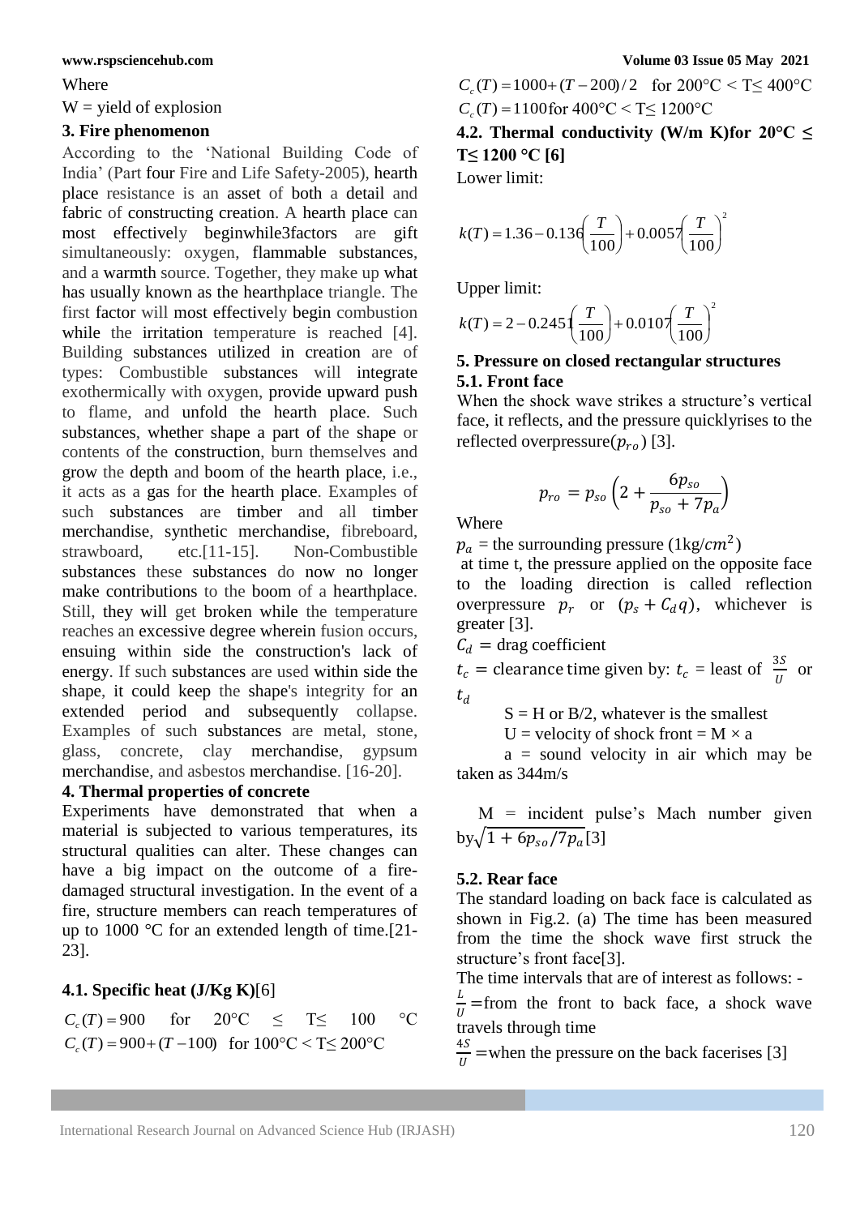Where

W = yield of explosion

### 3. Fire phenomenon

According to the 'National Building Code of India' (Part four Fire and Life Safety-2005), hearth place resistance is an asset of both a detail and fabric of constructing creation. A hearth place can most effectively beginwhile3factors are gift simultaneously: oxygen, flammable substances, and a warmth source. Together, they make up what has usually known as the hearthplace triangle. The first factor will most effectively begin combustion while the irritation temperature is reached [4]. Building substances utilized in creation are of types: Combustible substances will integrate exothermically with oxygen, provide upward push to flame, and unfold the hearth place. Such substances, whether shape a part of the shape or contents of the construction, burn themselves and grow the depth and boom of the hearth place, i.e., it acts as a gas for the hearth place. Examples of such substances are timber and all timber merchandise, synthetic merchandise, fibreboard, strawboard, etc.[11-15]. Non-Combustible substances these substances do now no longer make contributions to the boom of a hearthplace. Still, they will get broken while the temperature reaches an excessive degree wherein fusion occurs, ensuing within side the construction's lack of energy. If such substances are used within side the shape, it could keep the shape's integrity for an extended period and subsequently collapse. Examples of such substances are metal, stone, glass, concrete, clay merchandise, gypsum merchandise, and asbestos merchandise. [16-20].

### 4. Thermal properties of concrete

Experiments have demonstrated that when a material is subjected to various temperatures, its structural qualities can alter. These changes can have a big impact on the outcome of a fire-damaged structural investigation. In the event of a fire, structure members can reach temperatures of up to 1000 °C for an extended length of time.[21-23].

### 4.1. Specific heat (J/Kg K)[6]

$C_c(T) = 900$ for 20°C ≤ T≤ 100 °C

$C_c(T) = 900 + (T - 100)$ for 100°C < T≤ 200°C

$C_c(T) = 1000 + (T - 200)/2$ for 200°C < T≤ 400°C

$C_c(T) = 1100$ for 400°C < T≤ 1200°C

### 4.2. Thermal conductivity (W/m K)for 20°C ≤ T≤ 1200 °C [6]

Lower limit:

$$k(T) = 1.36 - 0.136\left(\frac{T}{100}\right) + 0.0057\left(\frac{T}{100}\right)^2$$

Upper limit:

$$k(T) = 2 - 0.2451\left(\frac{T}{100}\right) + 0.0107\left(\frac{T}{100}\right)^2$$

### 5. Pressure on closed rectangular structures

### 5.1. Front face

When the shock wave strikes a structure's vertical face, it reflects, and the pressure quicklyrises to the reflected overpressure($p_{ro}$) [3].

$$p_{ro} = p_{so}\left(2 + \frac{6p_{so}}{p_{so} + 7p_a}\right)$$

Where

$p_a$ = the surrounding pressure (1kg/$cm^2$)

at time t, the pressure applied on the opposite face to the loading direction is called reflection overpressure $p_r$ or $(p_s + C_d q)$, whichever is greater [3].

$C_d$ = drag coefficient

$t_c$ = clearance time given by: $t_c$ = least of $\frac{3S}{U}$ or $t_d$

S = H or B/2, whatever is the smallest

U = velocity of shock front = M × a

a = sound velocity in air which may be taken as 344m/s

M = incident pulse's Mach number given by$\sqrt{1 + 6p_{so}/7p_a}$[3]

### 5.2. Rear face

The standard loading on back face is calculated as shown in Fig.2. (a) The time has been measured from the time the shock wave first struck the structure's front face[3].

The time intervals that are of interest as follows: -

$\frac{L}{U}$ =from the front to back face, a shock wave travels through time

$\frac{4S}{U}$ =when the pressure on the back facerises [3]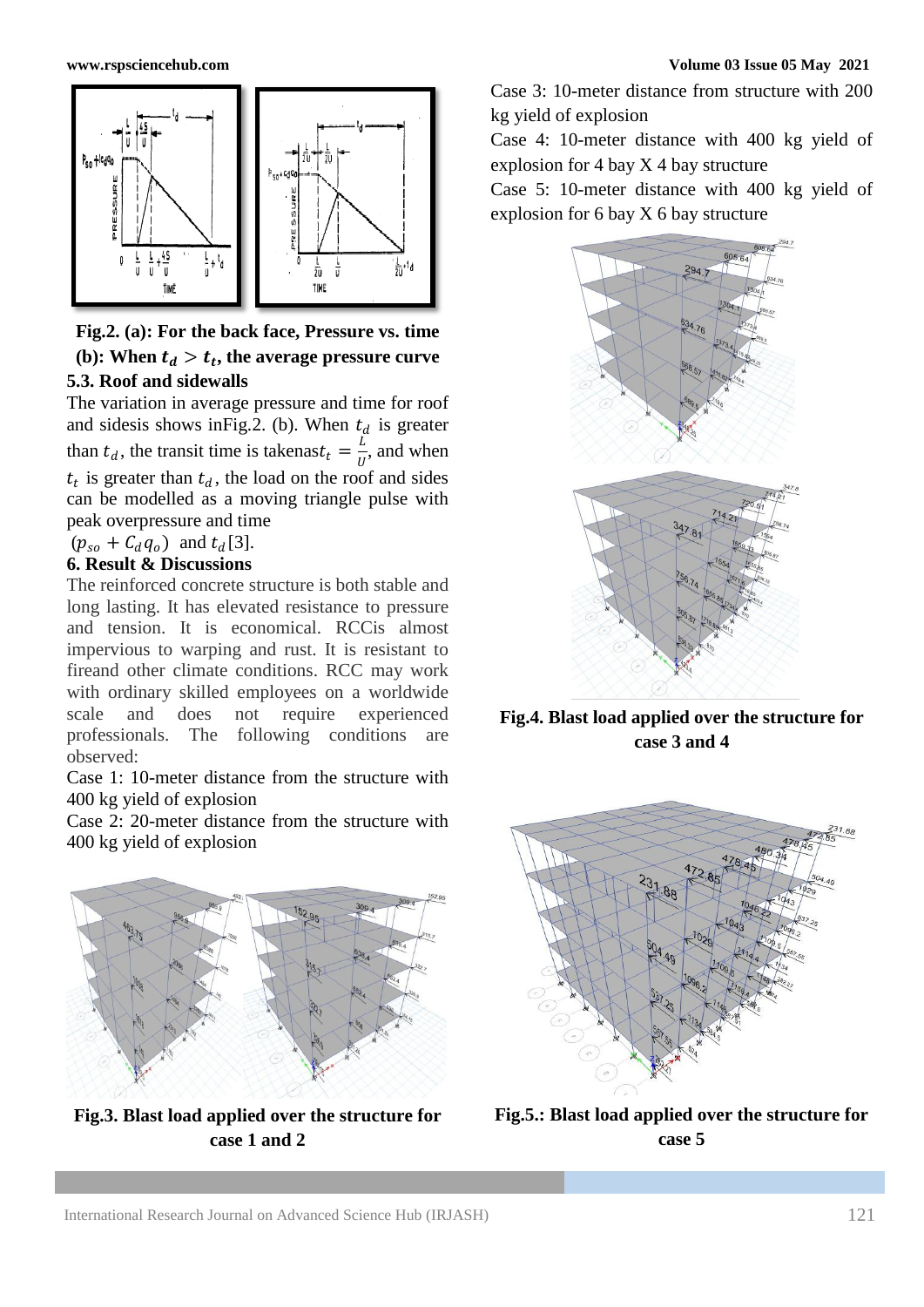Fig.2. (a): For the back face, Pressure vs. time (b): When $t_d > t_t$, the average pressure curve

### 5.3. Roof and sidewalls

The variation in average pressure and time for roof and sidesis shows inFig.2. (b). When $t_d$ is greater than $t_d$, the transit time is takenas$t_t = \frac{L}{U}$, and when $t_t$ is greater than $t_d$, the load on the roof and sides can be modelled as a moving triangle pulse with peak overpressure and time

$(p_{so} + C_d q_o)$ and $t_d$ [3].

## 6. Result & Discussions

The reinforced concrete structure is both stable and long lasting. It has elevated resistance to pressure and tension. It is economical. RCCis almost impervious to warping and rust. It is resistant to fireand other climate conditions. RCC may work with ordinary skilled employees on a worldwide scale and does not require experienced professionals. The following conditions are observed:

Case 1: 10-meter distance from the structure with 400 kg yield of explosion

Case 2: 20-meter distance from the structure with 400 kg yield of explosion

Fig.3. Blast load applied over the structure for case 1 and 2

Case 3: 10-meter distance from structure with 200 kg yield of explosion

Case 4: 10-meter distance with 400 kg yield of explosion for 4 bay X 4 bay structure

Case 5: 10-meter distance with 400 kg yield of explosion for 6 bay X 6 bay structure

Fig.4. Blast load applied over the structure for case 3 and 4

Fig.5.: Blast load applied over the structure for case 5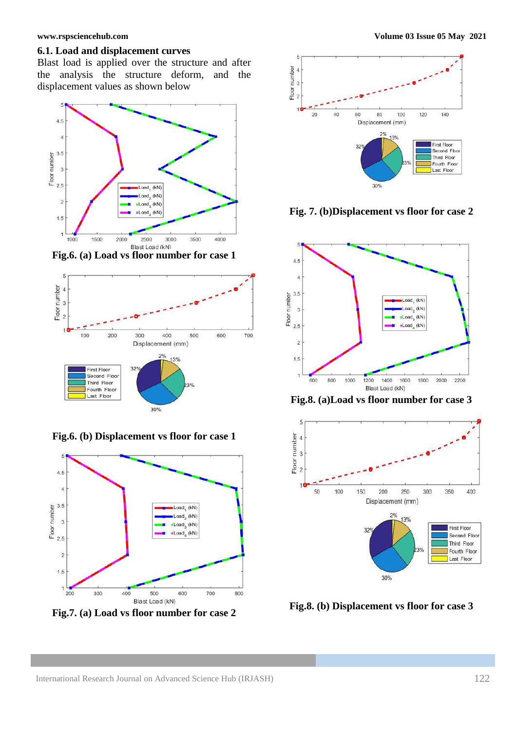### 6.1. Load and displacement curves

Blast load is applied over the structure and after the analysis the structure deform, and the displacement values as shown below

**Fig.6. (a) Load vs floor number for case 1**

**Fig.6. (b) Displacement vs floor for case 1**

**Fig.7. (a) Load vs floor number for case 2**

**Fig. 7. (b)Displacement vs floor for case 2**

**Fig.8. (a)Load vs floor number for case 3**

**Fig.8. (b) Displacement vs floor for case 3**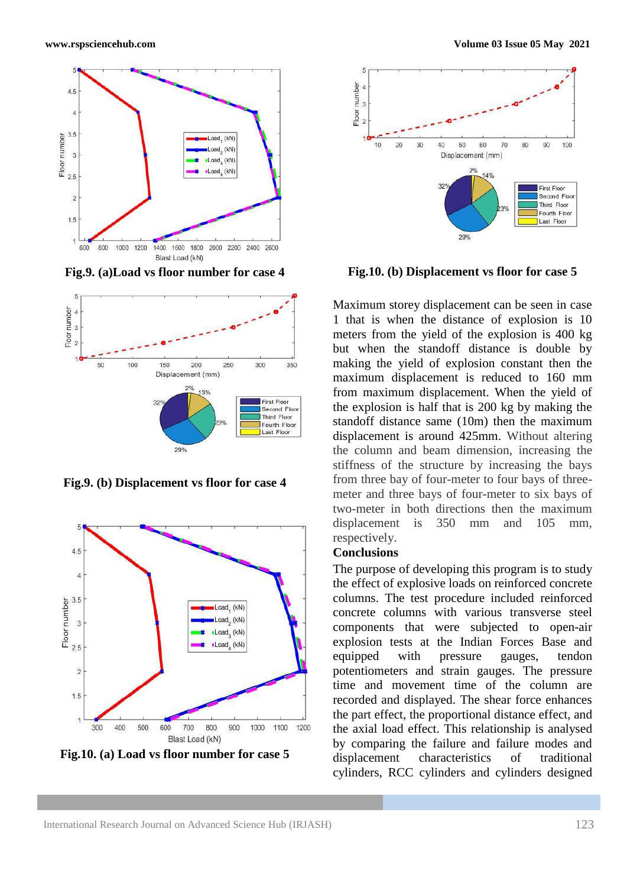Fig.9. (a)Load vs floor number for case 4

Fig.9. (b) Displacement vs floor for case 4

Fig.10. (a) Load vs floor number for case 5

Fig.10. (b) Displacement vs floor for case 5

Maximum storey displacement can be seen in case 1 that is when the distance of explosion is 10 meters from the yield of the explosion is 400 kg but when the standoff distance is double by making the yield of explosion constant then the maximum displacement is reduced to 160 mm from maximum displacement. When the yield of the explosion is half that is 200 kg by making the standoff distance same (10m) then the maximum displacement is around 425mm. Without altering the column and beam dimension, increasing the stiffness of the structure by increasing the bays from three bay of four-meter to four bays of three-meter and three bays of four-meter to six bays of two-meter in both directions then the maximum displacement is 350 mm and 105 mm, respectively.

## Conclusions

The purpose of developing this program is to study the effect of explosive loads on reinforced concrete columns. The test procedure included reinforced concrete columns with various transverse steel components that were subjected to open-air explosion tests at the Indian Forces Base and equipped with pressure gauges, tendon potentiometers and strain gauges. The pressure time and movement time of the column are recorded and displayed. The shear force enhances the part effect, the proportional distance effect, and the axial load effect. This relationship is analysed by comparing the failure and failure modes and displacement characteristics of traditional cylinders, RCC cylinders and cylinders designed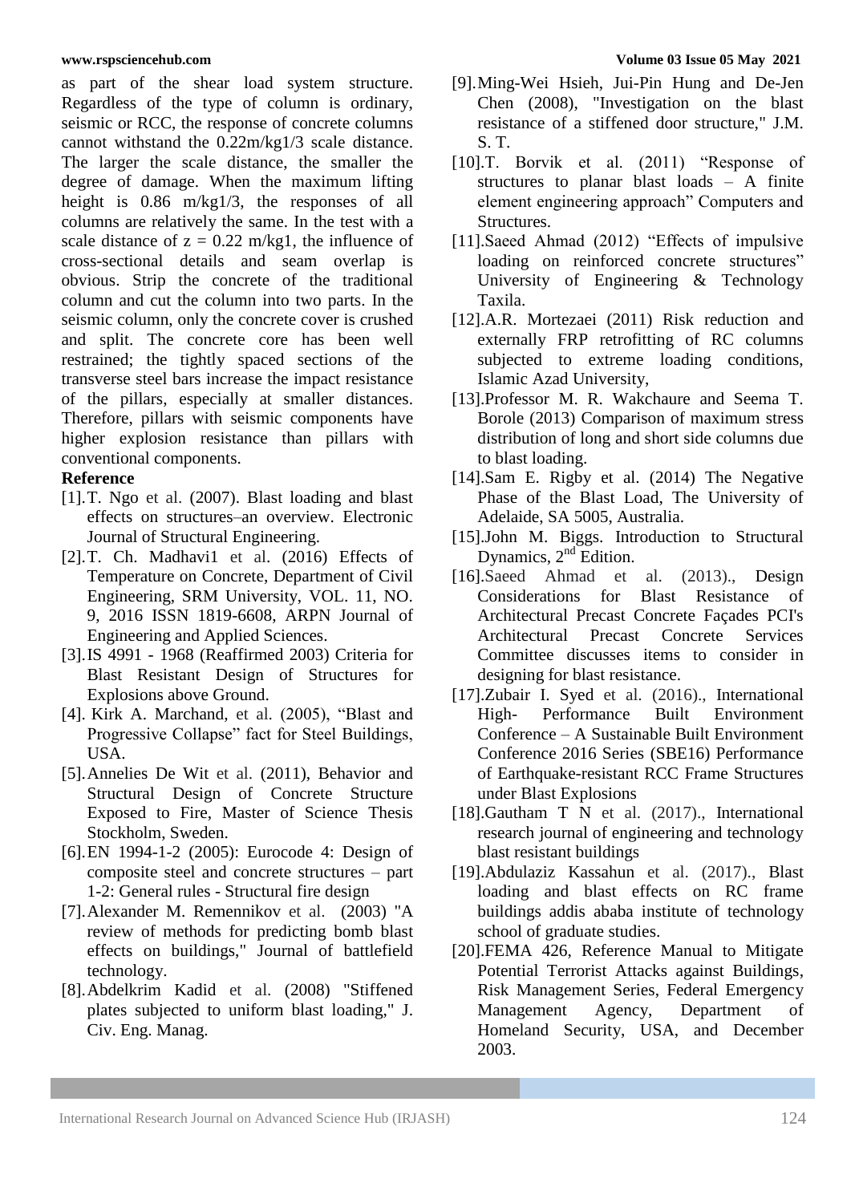as part of the shear load system structure. Regardless of the type of column is ordinary, seismic or RCC, the response of concrete columns cannot withstand the 0.22m/kg1/3 scale distance. The larger the scale distance, the smaller the degree of damage. When the maximum lifting height is 0.86 m/kg1/3, the responses of all columns are relatively the same. In the test with a scale distance of z = 0.22 m/kg1, the influence of cross-sectional details and seam overlap is obvious. Strip the concrete of the traditional column and cut the column into two parts. In the seismic column, only the concrete cover is crushed and split. The concrete core has been well restrained; the tightly spaced sections of the transverse steel bars increase the impact resistance of the pillars, especially at smaller distances. Therefore, pillars with seismic components have higher explosion resistance than pillars with conventional components.

**Reference**

[1]. T. Ngo et al. (2007). Blast loading and blast effects on structures–an overview. Electronic Journal of Structural Engineering.

[2]. T. Ch. Madhavi1 et al. (2016) Effects of Temperature on Concrete, Department of Civil Engineering, SRM University, VOL. 11, NO. 9, 2016 ISSN 1819-6608, ARPN Journal of Engineering and Applied Sciences.

[3]. IS 4991 - 1968 (Reaffirmed 2003) Criteria for Blast Resistant Design of Structures for Explosions above Ground.

[4]. Kirk A. Marchand, et al. (2005), "Blast and Progressive Collapse" fact for Steel Buildings, USA.

[5]. Annelies De Wit et al. (2011), Behavior and Structural Design of Concrete Structure Exposed to Fire, Master of Science Thesis Stockholm, Sweden.

[6]. EN 1994-1-2 (2005): Eurocode 4: Design of composite steel and concrete structures – part 1-2: General rules - Structural fire design

[7]. Alexander M. Remennikov et al. (2003) "A review of methods for predicting bomb blast effects on buildings," Journal of battlefield technology.

[8]. Abdelkrim Kadid et al. (2008) "Stiffened plates subjected to uniform blast loading," J. Civ. Eng. Manag.

[9]. Ming-Wei Hsieh, Jui-Pin Hung and De-Jen Chen (2008), "Investigation on the blast resistance of a stiffened door structure," J.M. S. T.

[10]. T. Borvik et al. (2011) "Response of structures to planar blast loads – A finite element engineering approach" Computers and Structures.

[11]. Saeed Ahmad (2012) "Effects of impulsive loading on reinforced concrete structures" University of Engineering & Technology Taxila.

[12]. A.R. Mortezaei (2011) Risk reduction and externally FRP retrofitting of RC columns subjected to extreme loading conditions, Islamic Azad University,

[13]. Professor M. R. Wakchaure and Seema T. Borole (2013) Comparison of maximum stress distribution of long and short side columns due to blast loading.

[14]. Sam E. Rigby et al. (2014) The Negative Phase of the Blast Load, The University of Adelaide, SA 5005, Australia.

[15]. John M. Biggs. Introduction to Structural Dynamics, 2nd Edition.

[16]. Saeed Ahmad et al. (2013)., Design Considerations for Blast Resistance of Architectural Precast Concrete Façades PCI's Architectural Precast Concrete Services Committee discusses items to consider in designing for blast resistance.

[17]. Zubair I. Syed et al. (2016)., International High- Performance Built Environment Conference – A Sustainable Built Environment Conference 2016 Series (SBE16) Performance of Earthquake-resistant RCC Frame Structures under Blast Explosions

[18]. Gautham T N et al. (2017)., International research journal of engineering and technology blast resistant buildings

[19]. Abdulaziz Kassahun et al. (2017)., Blast loading and blast effects on RC frame buildings addis ababa institute of technology school of graduate studies.

[20]. FEMA 426, Reference Manual to Mitigate Potential Terrorist Attacks against Buildings, Risk Management Series, Federal Emergency Management Agency, Department of Homeland Security, USA, and December 2003.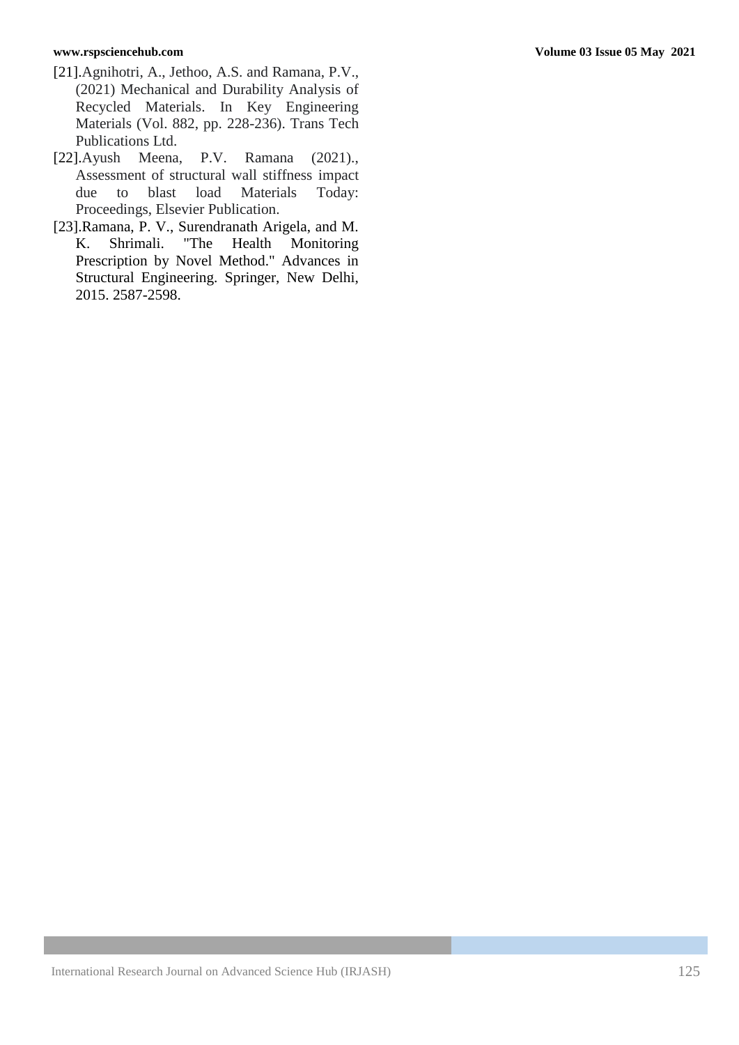[21].Agnihotri, A., Jethoo, A.S. and Ramana, P.V., (2021) Mechanical and Durability Analysis of Recycled Materials. In Key Engineering Materials (Vol. 882, pp. 228-236). Trans Tech Publications Ltd.

[22].Ayush Meena, P.V. Ramana (2021)., Assessment of structural wall stiffness impact due to blast load Materials Today: Proceedings, Elsevier Publication.

[23].Ramana, P. V., Surendranath Arigela, and M. K. Shrimali. "The Health Monitoring Prescription by Novel Method." Advances in Structural Engineering. Springer, New Delhi, 2015. 2587-2598.